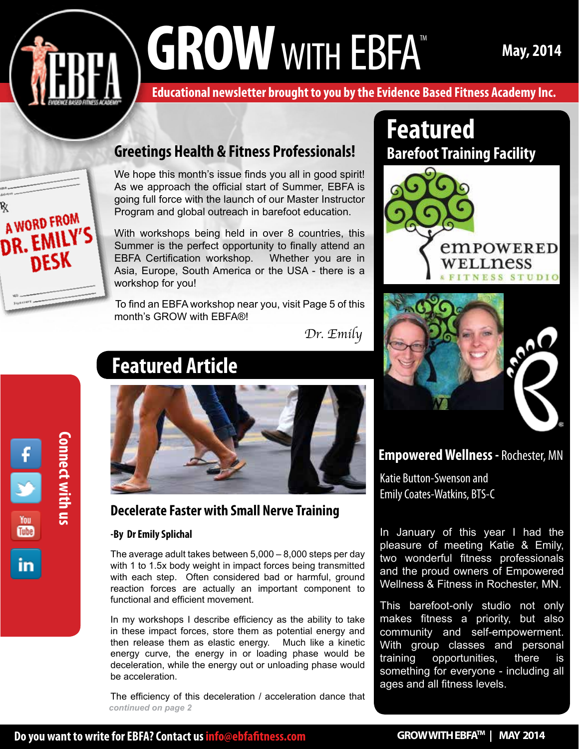# GROW WITH EBFA™

May, 2014

Educational newsletter brought to you by the Evidence Based Fitness Academy Inc.

A WORD FROM DR. EMILY'S DESK

## Greetings Health & Fitness Professionals!

We hope this month's issue finds you all in good spirit! As we approach the official start of Summer, EBFA is going full force with the launch of our Master Instructor Program and global outreach in barefoot education.

With workshops being held in over 8 countries, this Summer is the perfect opportunity to finally attend an EBFA Certification workshop. Whether you are in Asia, Europe, South America or the USA - there is a workshop for you!

To find an EBFA workshop near you, visit Page 5 of this month's GROW with EBFA®!

*Dr. Emily*

## Featured Article

### Decelerate Faster with Small Nerve Training

**-By Dr Emily Splichal**

The average adult takes between 5,000 – 8,000 steps per day with 1 to 1.5x body weight in impact forces being transmitted with each step. Often considered bad or harmful, ground reaction forces are actually an important component to functional and efficient movement.

In my workshops I describe efficiency as the ability to take in these impact forces, store them as potential energy and then release them as elastic energy. Much like a kinetic energy curve, the energy in or loading phase would be deceleration, while the energy out or unloading phase would be acceleration.

The efficiency of this deceleration / acceleration dance that

*continued on page 2*

## Featured

### Barefoot Training Facility

**Empowered Wellness** - Rochester, MN

Katie Button-Swenson and Emily Coates-Watkins, BTS-C

In January of this year I had the pleasure of meeting Katie & Emily, two wonderful fitness professionals and the proud owners of Empowered Wellness & Fitness in Rochester, MN.

This barefoot-only studio not only makes fitness a priority, but also community and self-empowerment. With group classes and personal training opportunities, there is something for everyone - including all ages and all fitness levels.

Connect with us

Do you want to write for EBFA? Contact us info@ebfafitness.com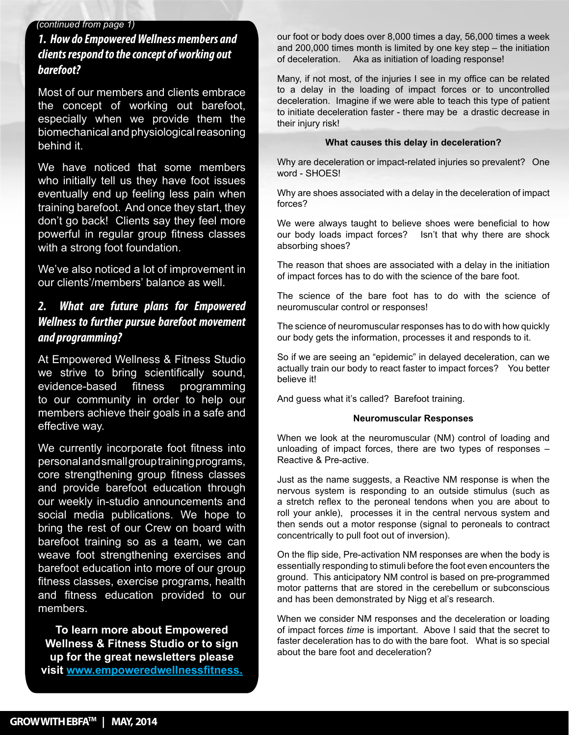(continued from page 1)

### 1. How do Empowered Wellness members and clients respond to the concept of working out barefoot?

Most of our members and clients embrace the concept of working out barefoot, especially when we provide them the biomechanical and physiological reasoning behind it.

We have noticed that some members who initially tell us they have foot issues eventually end up feeling less pain when training barefoot. And once they start, they don't go back! Clients say they feel more powerful in regular group fitness classes with a strong foot foundation.

We've also noticed a lot of improvement in our clients'/members' balance as well.

### 2. What are future plans for Empowered Wellness to further pursue barefoot movement and programming?

At Empowered Wellness & Fitness Studio we strive to bring scientifically sound, evidence-based fitness programming to our community in order to help our members achieve their goals in a safe and effective way.

We currently incorporate foot fitness into personal and small group training programs, core strengthening group fitness classes and provide barefoot education through our weekly in-studio announcements and social media publications. We hope to bring the rest of our Crew on board with barefoot training so as a team, we can weave foot strengthening exercises and barefoot education into more of our group fitness classes, exercise programs, health and fitness education provided to our members.

**To learn more about Empowered Wellness & Fitness Studio or to sign up for the great newsletters please visit [www.empoweredwellnessfitness.](www.empoweredwellnessfitness.)**

our foot or body does over 8,000 times a day, 56,000 times a week and 200,000 times month is limited by one key step – the initiation of deceleration. Aka as initiation of loading response!

Many, if not most, of the injuries I see in my office can be related to a delay in the loading of impact forces or to uncontrolled deceleration. Imagine if we were able to teach this type of patient to initiate deceleration faster - there may be a drastic decrease in their injury risk!

**What causes this delay in deceleration?**

Why are deceleration or impact-related injuries so prevalent? One word - SHOES!

Why are shoes associated with a delay in the deceleration of impact forces?

We were always taught to believe shoes were beneficial to how our body loads impact forces? Isn't that why there are shock absorbing shoes?

The reason that shoes are associated with a delay in the initiation of impact forces has to do with the science of the bare foot.

The science of the bare foot has to do with the science of neuromuscular control or responses!

The science of neuromuscular responses has to do with how quickly our body gets the information, processes it and responds to it.

So if we are seeing an "epidemic" in delayed deceleration, can we actually train our body to react faster to impact forces? You better believe it!

And guess what it's called? Barefoot training.

**Neuromuscular Responses**

When we look at the neuromuscular (NM) control of loading and unloading of impact forces, there are two types of responses – Reactive & Pre-active.

Just as the name suggests, a Reactive NM response is when the nervous system is responding to an outside stimulus (such as a stretch reflex to the peroneal tendons when you are about to roll your ankle), processes it in the central nervous system and then sends out a motor response (signal to peroneals to contract concentrically to pull foot out of inversion).

On the flip side, Pre-activation NM responses are when the body is essentially responding to stimuli before the foot even encounters the ground. This anticipatory NM control is based on pre-programmed motor patterns that are stored in the cerebellum or subconscious and has been demonstrated by Nigg et al's research.

When we consider NM responses and the deceleration or loading of impact forces *time* is important. Above I said that the secret to faster deceleration has to do with the bare foot. What is so special about the bare foot and deceleration?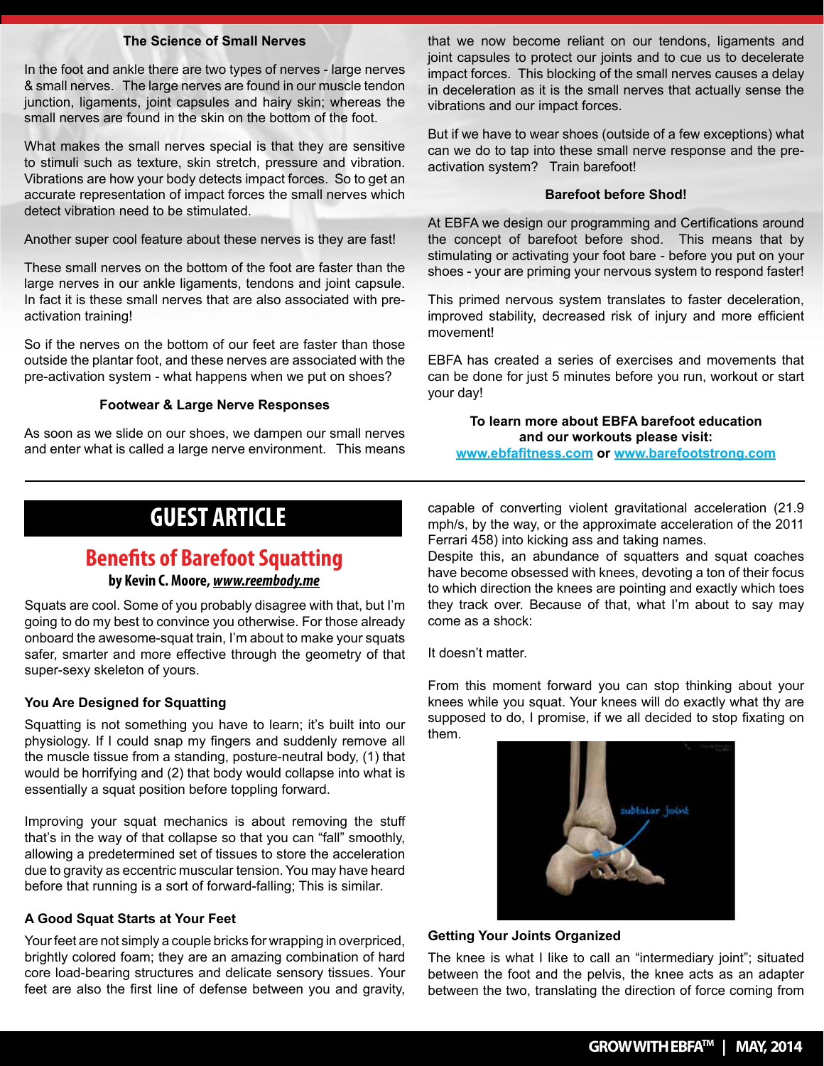### The Science of Small Nerves

In the foot and ankle there are two types of nerves - large nerves & small nerves. The large nerves are found in our muscle tendon junction, ligaments, joint capsules and hairy skin; whereas the small nerves are found in the skin on the bottom of the foot.

What makes the small nerves special is that they are sensitive to stimuli such as texture, skin stretch, pressure and vibration. Vibrations are how your body detects impact forces. So to get an accurate representation of impact forces the small nerves which detect vibration need to be stimulated.

Another super cool feature about these nerves is they are fast!

These small nerves on the bottom of the foot are faster than the large nerves in our ankle ligaments, tendons and joint capsule. In fact it is these small nerves that are also associated with pre-activation training!

So if the nerves on the bottom of our feet are faster than those outside the plantar foot, and these nerves are associated with the pre-activation system - what happens when we put on shoes?

### Footwear & Large Nerve Responses

As soon as we slide on our shoes, we dampen our small nerves and enter what is called a large nerve environment. This means that we now become reliant on our tendons, ligaments and joint capsules to protect our joints and to cue us to decelerate impact forces. This blocking of the small nerves causes a delay in deceleration as it is the small nerves that actually sense the vibrations and our impact forces.

But if we have to wear shoes (outside of a few exceptions) what can we do to tap into these small nerve response and the pre-activation system? Train barefoot!

### Barefoot before Shod!

At EBFA we design our programming and Certifications around the concept of barefoot before shod. This means that by stimulating or activating your foot bare - before you put on your shoes - your are priming your nervous system to respond faster!

This primed nervous system translates to faster deceleration, improved stability, decreased risk of injury and more efficient movement!

EBFA has created a series of exercises and movements that can be done for just 5 minutes before you run, workout or start your day!

**To learn more about EBFA barefoot education and our workouts please visit:**
**www.ebfafitness.com or www.barefootstrong.com**

---

# GUEST ARTICLE

## Benefits of Barefoot Squatting

**by Kevin C. Moore, *www.reembody.me***

Squats are cool. Some of you probably disagree with that, but I'm going to do my best to convince you otherwise. For those already onboard the awesome-squat train, I'm about to make your squats safer, smarter and more effective through the geometry of that super-sexy skeleton of yours.

### You Are Designed for Squatting

Squatting is not something you have to learn; it's built into our physiology. If I could snap my fingers and suddenly remove all the muscle tissue from a standing, posture-neutral body, (1) that would be horrifying and (2) that body would collapse into what is essentially a squat position before toppling forward.

Improving your squat mechanics is about removing the stuff that's in the way of that collapse so that you can "fall" smoothly, allowing a predetermined set of tissues to store the acceleration due to gravity as eccentric muscular tension. You may have heard before that running is a sort of forward-falling; This is similar.

### A Good Squat Starts at Your Feet

Your feet are not simply a couple bricks for wrapping in overpriced, brightly colored foam; they are an amazing combination of hard core load-bearing structures and delicate sensory tissues. Your feet are also the first line of defense between you and gravity, capable of converting violent gravitational acceleration (21.9 mph/s, by the way, or the approximate acceleration of the 2011 Ferrari 458) into kicking ass and taking names.

Despite this, an abundance of squatters and squat coaches have become obsessed with knees, devoting a ton of their focus to which direction the knees are pointing and exactly which toes they track over. Because of that, what I'm about to say may come as a shock:

It doesn't matter.

From this moment forward you can stop thinking about your knees while you squat. Your knees will do exactly what thy are supposed to do, I promise, if we all decided to stop fixating on them.

### Getting Your Joints Organized

The knee is what I like to call an "intermediary joint"; situated between the foot and the pelvis, the knee acts as an adapter between the two, translating the direction of force coming from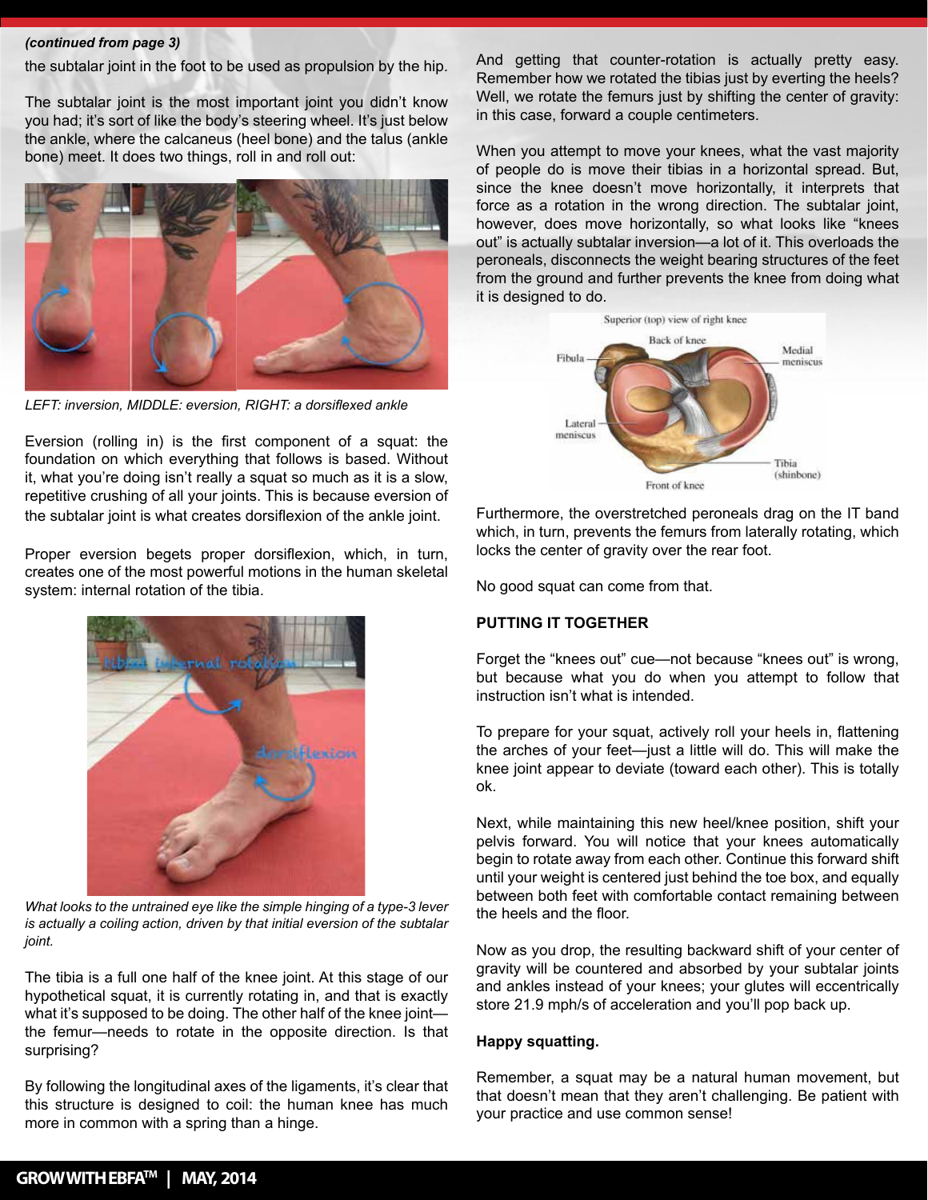*(continued from page 3)*

the subtalar joint in the foot to be used as propulsion by the hip.

The subtalar joint is the most important joint you didn't know you had; it's sort of like the body's steering wheel. It's just below the ankle, where the calcaneus (heel bone) and the talus (ankle bone) meet. It does two things, roll in and roll out:

*LEFT: inversion, MIDDLE: eversion, RIGHT: a dorsiflexed ankle*

Eversion (rolling in) is the first component of a squat: the foundation on which everything that follows is based. Without it, what you're doing isn't really a squat so much as it is a slow, repetitive crushing of all your joints. This is because eversion of the subtalar joint is what creates dorsiflexion of the ankle joint.

Proper eversion begets proper dorsiflexion, which, in turn, creates one of the most powerful motions in the human skeletal system: internal rotation of the tibia.

*What looks to the untrained eye like the simple hinging of a type-3 lever is actually a coiling action, driven by that initial eversion of the subtalar joint.*

The tibia is a full one half of the knee joint. At this stage of our hypothetical squat, it is currently rotating in, and that is exactly what it's supposed to be doing. The other half of the knee joint—the femur—needs to rotate in the opposite direction. Is that surprising?

By following the longitudinal axes of the ligaments, it's clear that this structure is designed to coil: the human knee has much more in common with a spring than a hinge.

And getting that counter-rotation is actually pretty easy. Remember how we rotated the tibias just by everting the heels? Well, we rotate the femurs just by shifting the center of gravity: in this case, forward a couple centimeters.

When you attempt to move your knees, what the vast majority of people do is move their tibias in a horizontal spread. But, since the knee doesn't move horizontally, it interprets that force as a rotation in the wrong direction. The subtalar joint, however, does move horizontally, so what looks like "knees out" is actually subtalar inversion—a lot of it. This overloads the peroneals, disconnects the weight bearing structures of the feet from the ground and further prevents the knee from doing what it is designed to do.

Furthermore, the overstretched peroneals drag on the IT band which, in turn, prevents the femurs from laterally rotating, which locks the center of gravity over the rear foot.

No good squat can come from that.

**PUTTING IT TOGETHER**

Forget the "knees out" cue—not because "knees out" is wrong, but because what you do when you attempt to follow that instruction isn't what is intended.

To prepare for your squat, actively roll your heels in, flattening the arches of your feet—just a little will do. This will make the knee joint appear to deviate (toward each other). This is totally ok.

Next, while maintaining this new heel/knee position, shift your pelvis forward. You will notice that your knees automatically begin to rotate away from each other. Continue this forward shift until your weight is centered just behind the toe box, and equally between both feet with comfortable contact remaining between the heels and the floor.

Now as you drop, the resulting backward shift of your center of gravity will be countered and absorbed by your subtalar joints and ankles instead of your knees; your glutes will eccentrically store 21.9 mph/s of acceleration and you'll pop back up.

**Happy squatting.**

Remember, a squat may be a natural human movement, but that doesn't mean that they aren't challenging. Be patient with your practice and use common sense!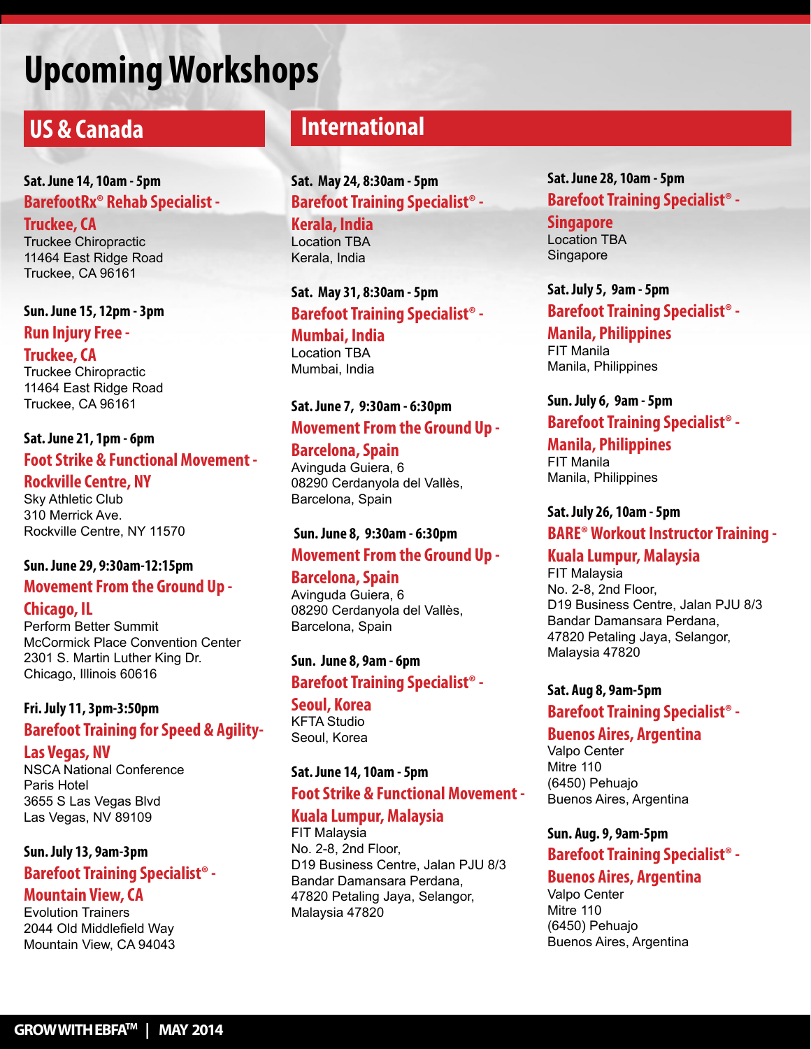# Upcoming Workshops

## US & Canada

**Sat. June 14, 10am - 5pm**
**BarefootRx® Rehab Specialist - Truckee, CA**
Truckee Chiropractic
11464 East Ridge Road
Truckee, CA 96161

**Sun. June 15, 12pm - 3pm**
**Run Injury Free - Truckee, CA**
Truckee Chiropractic
11464 East Ridge Road
Truckee, CA 96161

**Sat. June 21, 1pm - 6pm**
**Foot Strike & Functional Movement - Rockville Centre, NY**
Sky Athletic Club
310 Merrick Ave.
Rockville Centre, NY 11570

**Sun. June 29, 9:30am-12:15pm**
**Movement From the Ground Up - Chicago, IL**
Perform Better Summit
McCormick Place Convention Center
2301 S. Martin Luther King Dr.
Chicago, Illinois 60616

**Fri. July 11, 3pm-3:50pm**
**Barefoot Training for Speed & Agility- Las Vegas, NV**
NSCA National Conference
Paris Hotel
3655 S Las Vegas Blvd
Las Vegas, NV 89109

**Sun. July 13, 9am-3pm**
**Barefoot Training Specialist® - Mountain View, CA**
Evolution Trainers
2044 Old Middlefield Way
Mountain View, CA 94043

## International

**Sat. May 24, 8:30am - 5pm**
**Barefoot Training Specialist® - Kerala, India**
Location TBA
Kerala, India

**Sat. May 31, 8:30am - 5pm**
**Barefoot Training Specialist® - Mumbai, India**
Location TBA
Mumbai, India

**Sat. June 7, 9:30am - 6:30pm**
**Movement From the Ground Up - Barcelona, Spain**
Avinguda Guiera, 6
08290 Cerdanyola del Vallès,
Barcelona, Spain

**Sun. June 8, 9:30am - 6:30pm**
**Movement From the Ground Up - Barcelona, Spain**
Avinguda Guiera, 6
08290 Cerdanyola del Vallès,
Barcelona, Spain

**Sun. June 8, 9am - 6pm**
**Barefoot Training Specialist® - Seoul, Korea**
KFTA Studio
Seoul, Korea

**Sat. June 14, 10am - 5pm**
**Foot Strike & Functional Movement - Kuala Lumpur, Malaysia**
FIT Malaysia
No. 2-8, 2nd Floor,
D19 Business Centre, Jalan PJU 8/3
Bandar Damansara Perdana,
47820 Petaling Jaya, Selangor,
Malaysia 47820

**Sat. June 28, 10am - 5pm**
**Barefoot Training Specialist® - Singapore**
Location TBA
Singapore

**Sat. July 5, 9am - 5pm**
**Barefoot Training Specialist® - Manila, Philippines**
FIT Manila
Manila, Philippines

**Sun. July 6, 9am - 5pm**
**Barefoot Training Specialist® - Manila, Philippines**
FIT Manila
Manila, Philippines

**Sat. July 26, 10am - 5pm**
**BARE® Workout Instructor Training - Kuala Lumpur, Malaysia**
FIT Malaysia
No. 2-8, 2nd Floor,
D19 Business Centre, Jalan PJU 8/3
Bandar Damansara Perdana,
47820 Petaling Jaya, Selangor,
Malaysia 47820

**Sat. Aug 8, 9am-5pm**
**Barefoot Training Specialist® - Buenos Aires, Argentina**
Valpo Center
Mitre 110
(6450) Pehuajo
Buenos Aires, Argentina

**Sun. Aug. 9, 9am-5pm**
**Barefoot Training Specialist® - Buenos Aires, Argentina**
Valpo Center
Mitre 110
(6450) Pehuajo
Buenos Aires, Argentina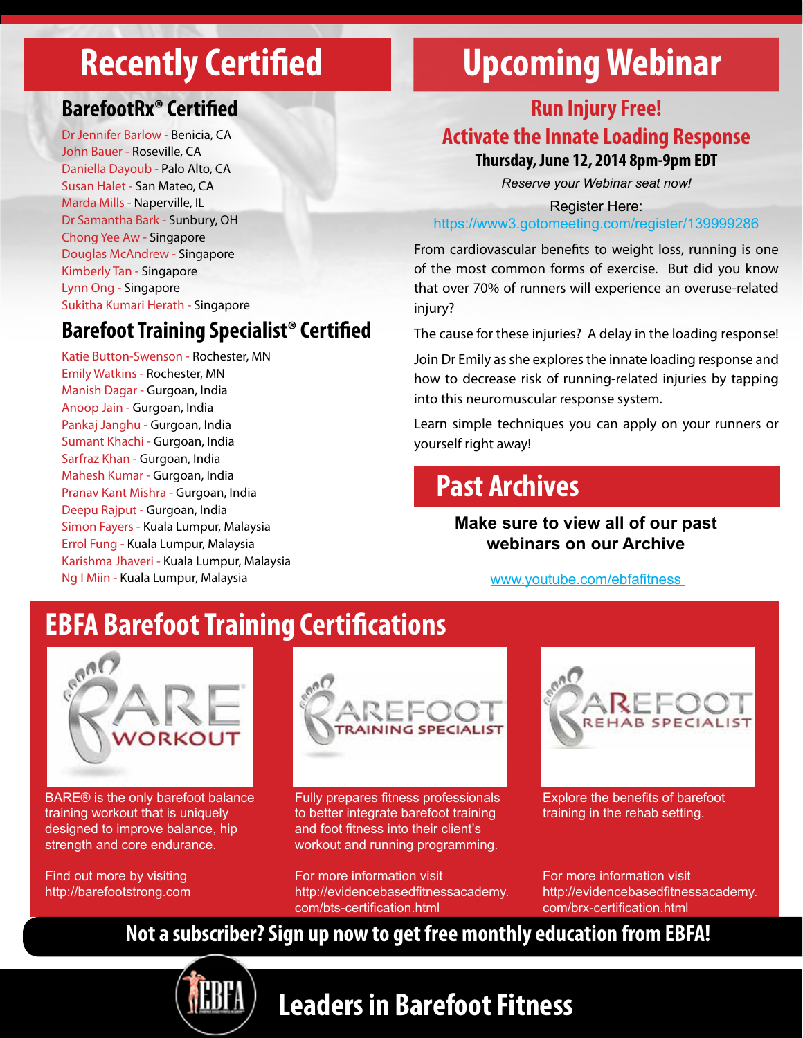# Recently Certified

## BarefootRx® Certified

- Dr Jennifer Barlow - Benicia, CA
- John Bauer - Roseville, CA
- Daniella Dayoub - Palo Alto, CA
- Susan Halet - San Mateo, CA
- Marda Mills - Naperville, IL
- Dr Samantha Bark - Sunbury, OH
- Chong Yee Aw - Singapore
- Douglas McAndrew - Singapore
- Kimberly Tan - Singapore
- Lynn Ong - Singapore
- Sukitha Kumari Herath - Singapore

## Barefoot Training Specialist® Certified

- Katie Button-Swenson - Rochester, MN
- Emily Watkins - Rochester, MN
- Manish Dagar - Gurgoan, India
- Anoop Jain - Gurgoan, India
- Pankaj Janghu - Gurgoan, India
- Sumant Khachi - Gurgoan, India
- Sarfraz Khan - Gurgoan, India
- Mahesh Kumar - Gurgoan, India
- Pranav Kant Mishra - Gurgoan, India
- Deepu Rajput - Gurgoan, India
- Simon Fayers - Kuala Lumpur, Malaysia
- Errol Fung - Kuala Lumpur, Malaysia
- Karishma Jhaveri - Kuala Lumpur, Malaysia
- Ng I Miin - Kuala Lumpur, Malaysia

# Upcoming Webinar

## Run Injury Free!
## Activate the Innate Loading Response

**Thursday, June 12, 2014 8pm-9pm EDT**

*Reserve your Webinar seat now!*

Register Here:
https://www3.gotomeeting.com/register/139999286

From cardiovascular benefits to weight loss, running is one of the most common forms of exercise. But did you know that over 70% of runners will experience an overuse-related injury?

The cause for these injuries? A delay in the loading response!

Join Dr Emily as she explores the innate loading response and how to decrease risk of running-related injuries by tapping into this neuromuscular response system.

Learn simple techniques you can apply on your runners or yourself right away!

# Past Archives

**Make sure to view all of our past webinars on our Archive**

www.youtube.com/ebfafitness

# EBFA Barefoot Training Certifications

BARE WORKOUT

BARE® is the only barefoot balance training workout that is uniquely designed to improve balance, hip strength and core endurance.

Find out more by visiting http://barefootstrong.com

BAREFOOT TRAINING SPECIALIST

Fully prepares fitness professionals to better integrate barefoot training and foot fitness into their client's workout and running programming.

For more information visit http://evidencebasedfitnessacademy.com/bts-certification.html

BAREFOOT REHAB SPECIALIST

Explore the benefits of barefoot training in the rehab setting.

For more information visit http://evidencebasedfitnessacademy.com/brx-certification.html

**Not a subscriber? Sign up now to get free monthly education from EBFA!**

**Leaders in Barefoot Fitness**